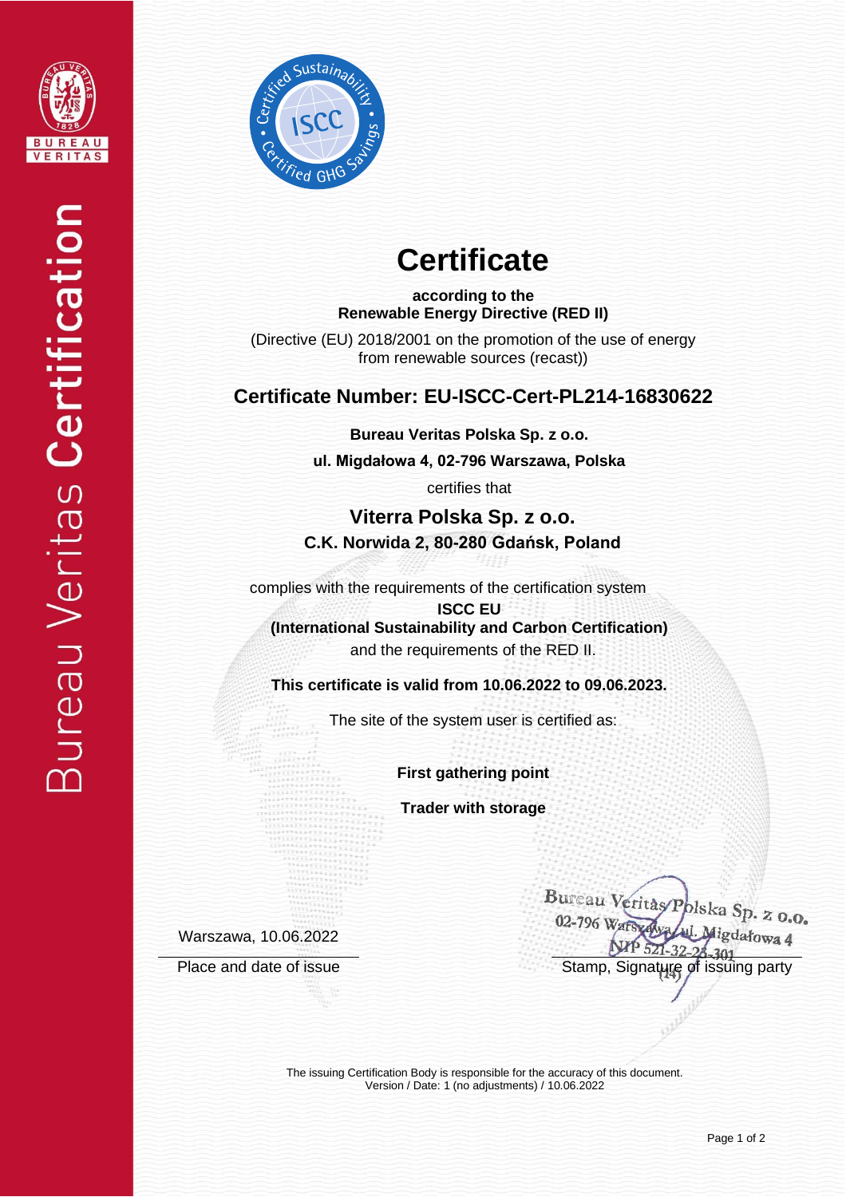Bureau Veritas **Certification**

# Certificate

**according to the**
**Renewable Energy Directive (RED II)**

(Directive (EU) 2018/2001 on the promotion of the use of energy from renewable sources (recast))

## Certificate Number: EU-ISCC-Cert-PL214-16830622

**Bureau Veritas Polska Sp. z o.o.**

**ul. Migdałowa 4, 02-796 Warszawa, Polska**

certifies that

## Viterra Polska Sp. z o.o.

**C.K. Norwida 2, 80-280 Gdańsk, Poland**

complies with the requirements of the certification system

**ISCC EU**
**(International Sustainability and Carbon Certification)**

and the requirements of the RED II.

**This certificate is valid from 10.06.2022 to 09.06.2023.**

The site of the system user is certified as:

**First gathering point**

**Trader with storage**

Warszawa, 10.06.2022

Place and date of issue

Bureau Veritas Polska Sp. z o.o.
02-796 Warszawa, ul. Migdałowa 4
NIP 521-32-25-301
(14)

Stamp, Signature of issuing party

The issuing Certification Body is responsible for the accuracy of this document.
Version / Date: 1 (no adjustments) / 10.06.2022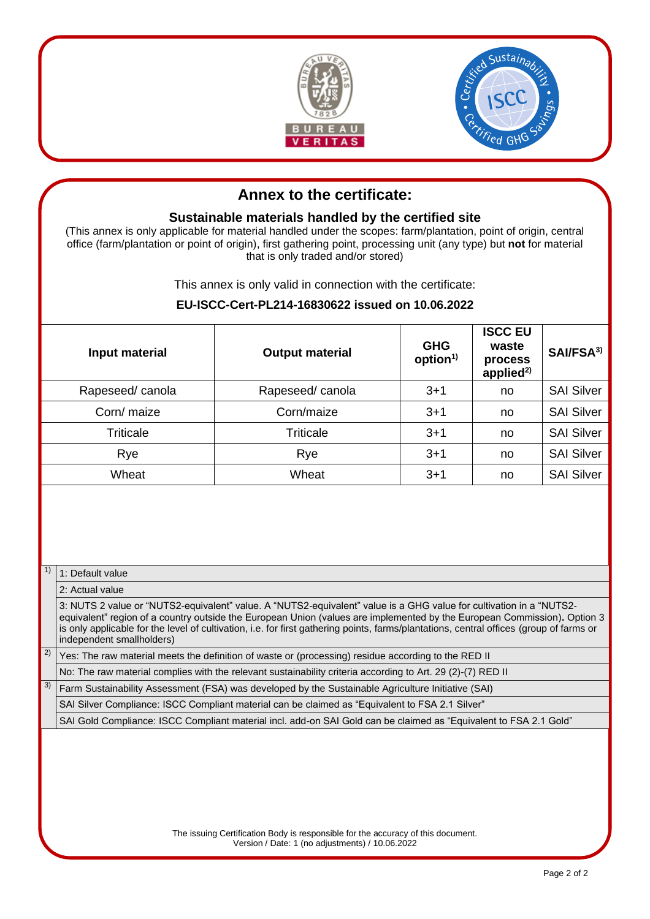# Annex to the certificate:

## Sustainable materials handled by the certified site

(This annex is only applicable for material handled under the scopes: farm/plantation, point of origin, central office (farm/plantation or point of origin), first gathering point, processing unit (any type) but **not** for material that is only traded and/or stored)

This annex is only valid in connection with the certificate:

**EU-ISCC-Cert-PL214-16830622 issued on 10.06.2022**

| Input material | Output material | GHG option[1)] | ISCC EU waste process applied[2)] | SAI/FSA[3)] |
|---|---|---|---|---|
| Rapeseed/ canola | Rapeseed/ canola | 3+1 | no | SAI Silver |
| Corn/ maize | Corn/maize | 3+1 | no | SAI Silver |
| Triticale | Triticale | 3+1 | no | SAI Silver |
| Rye | Rye | 3+1 | no | SAI Silver |
| Wheat | Wheat | 3+1 | no | SAI Silver |

| | |
|---|---|
| 1) | 1: Default value |
| | 2: Actual value |
| | 3: NUTS 2 value or "NUTS2-equivalent" value. A "NUTS2-equivalent" value is a GHG value for cultivation in a "NUTS2-equivalent" region of a country outside the European Union (values are implemented by the European Commission). Option 3 is only applicable for the level of cultivation, i.e. for first gathering points, farms/plantations, central offices (group of farms or independent smallholders) |
| 2) | Yes: The raw material meets the definition of waste or (processing) residue according to the RED II |
| | No: The raw material complies with the relevant sustainability criteria according to Art. 29 (2)-(7) RED II |
| 3) | Farm Sustainability Assessment (FSA) was developed by the Sustainable Agriculture Initiative (SAI) |
| | SAI Silver Compliance: ISCC Compliant material can be claimed as "Equivalent to FSA 2.1 Silver" |
| | SAI Gold Compliance: ISCC Compliant material incl. add-on SAI Gold can be claimed as "Equivalent to FSA 2.1 Gold" |

The issuing Certification Body is responsible for the accuracy of this document.
Version / Date: 1 (no adjustments) / 10.06.2022